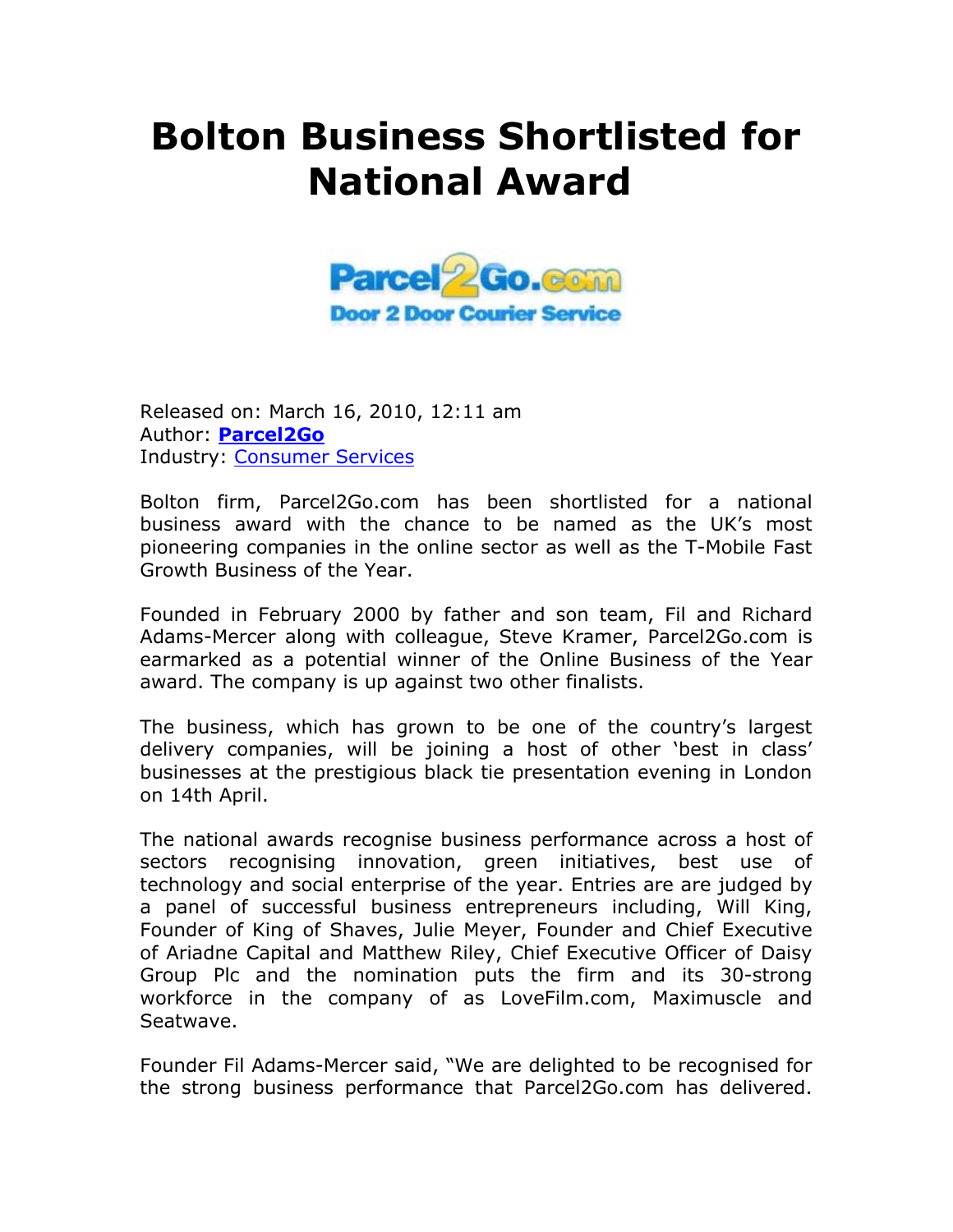# Bolton Business Shortlisted for National Award

Released on: March 16, 2010, 12:11 am
Author: **Parcel2Go**
Industry: Consumer Services

Bolton firm, Parcel2Go.com has been shortlisted for a national business award with the chance to be named as the UK's most pioneering companies in the online sector as well as the T-Mobile Fast Growth Business of the Year.

Founded in February 2000 by father and son team, Fil and Richard Adams-Mercer along with colleague, Steve Kramer, Parcel2Go.com is earmarked as a potential winner of the Online Business of the Year award. The company is up against two other finalists.

The business, which has grown to be one of the country's largest delivery companies, will be joining a host of other 'best in class' businesses at the prestigious black tie presentation evening in London on 14th April.

The national awards recognise business performance across a host of sectors recognising innovation, green initiatives, best use of technology and social enterprise of the year. Entries are are judged by a panel of successful business entrepreneurs including, Will King, Founder of King of Shaves, Julie Meyer, Founder and Chief Executive of Ariadne Capital and Matthew Riley, Chief Executive Officer of Daisy Group Plc and the nomination puts the firm and its 30-strong workforce in the company of as LoveFilm.com, Maximuscle and Seatwave.

Founder Fil Adams-Mercer said, "We are delighted to be recognised for the strong business performance that Parcel2Go.com has delivered.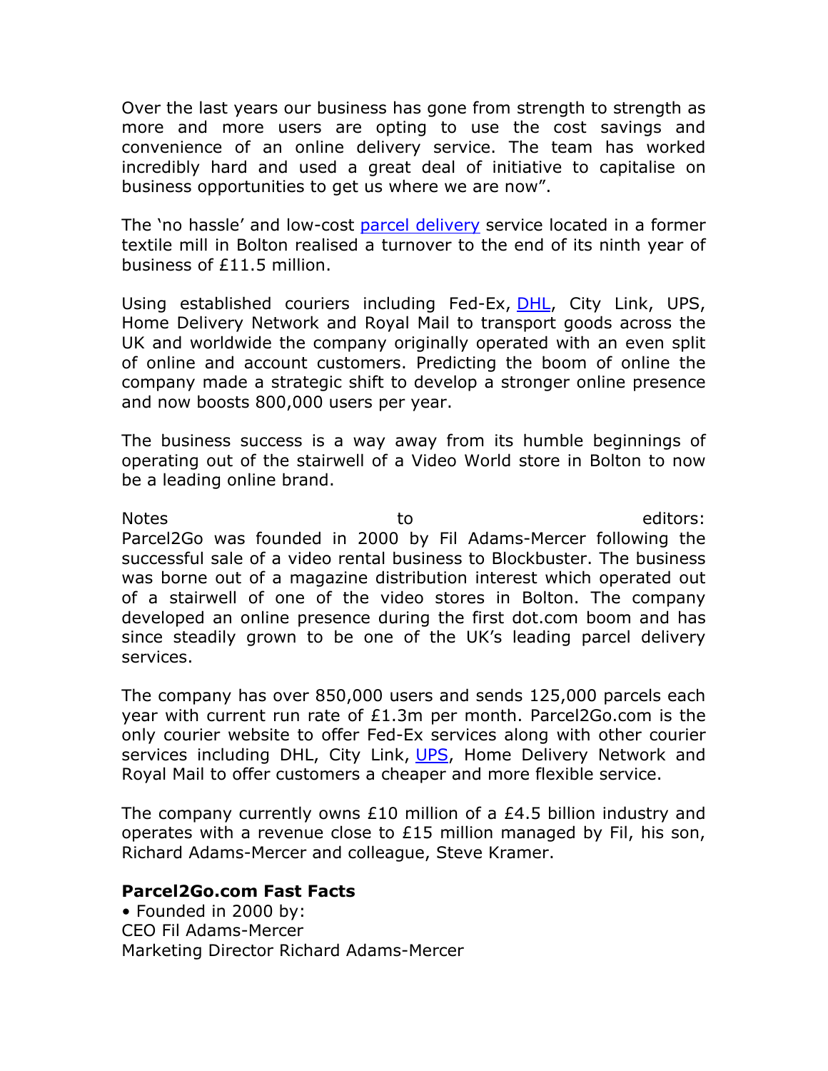Over the last years our business has gone from strength to strength as more and more users are opting to use the cost savings and convenience of an online delivery service. The team has worked incredibly hard and used a great deal of initiative to capitalise on business opportunities to get us where we are now".

The 'no hassle' and low-cost parcel delivery service located in a former textile mill in Bolton realised a turnover to the end of its ninth year of business of £11.5 million.

Using established couriers including Fed-Ex, DHL, City Link, UPS, Home Delivery Network and Royal Mail to transport goods across the UK and worldwide the company originally operated with an even split of online and account customers. Predicting the boom of online the company made a strategic shift to develop a stronger online presence and now boosts 800,000 users per year.

The business success is a way away from its humble beginnings of operating out of the stairwell of a Video World store in Bolton to now be a leading online brand.

Notes to editors:
Parcel2Go was founded in 2000 by Fil Adams-Mercer following the successful sale of a video rental business to Blockbuster. The business was borne out of a magazine distribution interest which operated out of a stairwell of one of the video stores in Bolton. The company developed an online presence during the first dot.com boom and has since steadily grown to be one of the UK's leading parcel delivery services.

The company has over 850,000 users and sends 125,000 parcels each year with current run rate of £1.3m per month. Parcel2Go.com is the only courier website to offer Fed-Ex services along with other courier services including DHL, City Link, UPS, Home Delivery Network and Royal Mail to offer customers a cheaper and more flexible service.

The company currently owns £10 million of a £4.5 billion industry and operates with a revenue close to £15 million managed by Fil, his son, Richard Adams-Mercer and colleague, Steve Kramer.

**Parcel2Go.com Fast Facts**

• Founded in 2000 by:
CEO Fil Adams-Mercer
Marketing Director Richard Adams-Mercer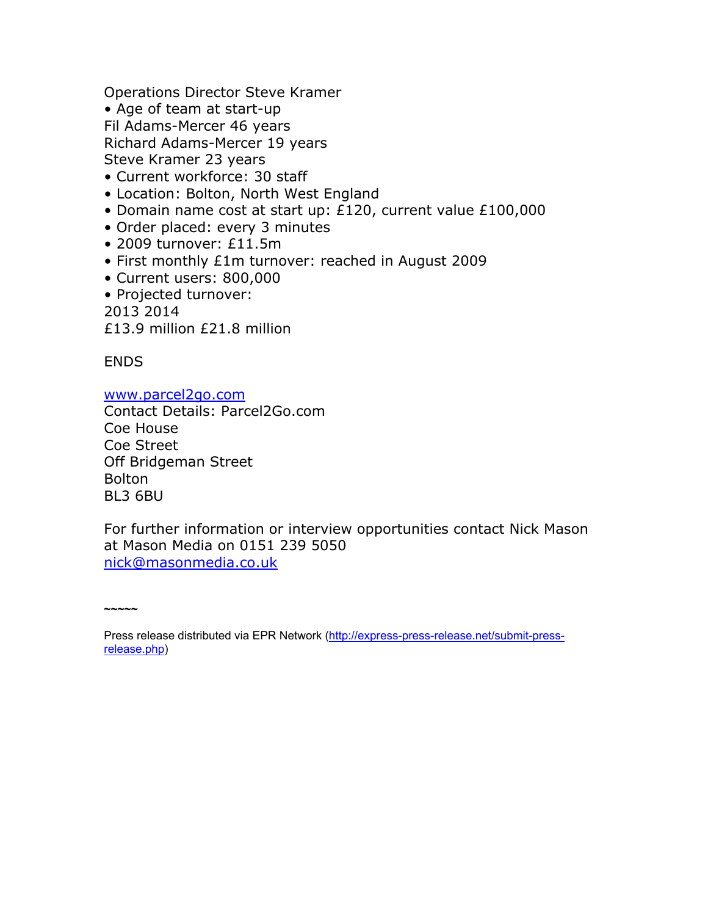Operations Director Steve Kramer

- Age of team at start-up

Fil Adams-Mercer 46 years
Richard Adams-Mercer 19 years
Steve Kramer 23 years

- Current workforce: 30 staff
- Location: Bolton, North West England
- Domain name cost at start up: £120, current value £100,000
- Order placed: every 3 minutes
- 2009 turnover: £11.5m
- First monthly £1m turnover: reached in August 2009
- Current users: 800,000
- Projected turnover:

2013 2014
£13.9 million £21.8 million

ENDS

www.parcel2go.com
Contact Details: Parcel2Go.com
Coe House
Coe Street
Off Bridgeman Street
Bolton
BL3 6BU

For further information or interview opportunities contact Nick Mason at Mason Media on 0151 239 5050
nick@masonmedia.co.uk

~~~~~

Press release distributed via EPR Network (http://express-press-release.net/submit-press-release.php)